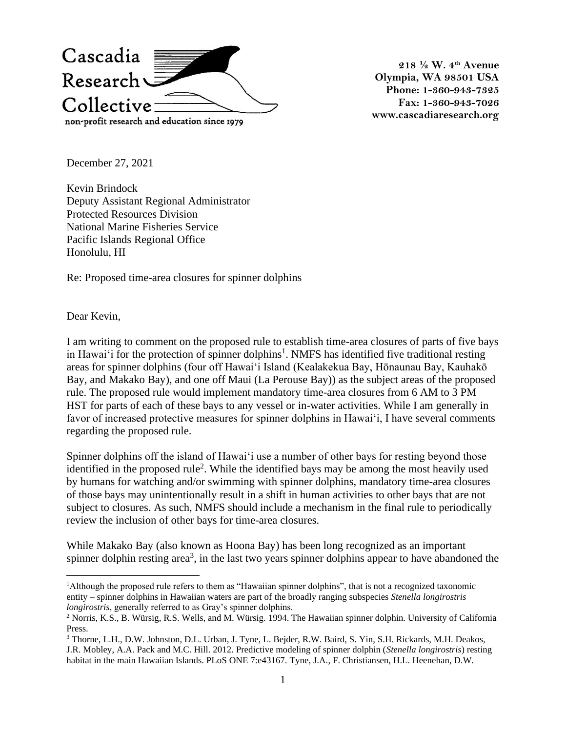Cascadia Research Collective
non-profit research and education since 1979

218 ½ W. 4th Avenue
Olympia, WA 98501 USA
Phone: 1-360-943-7325
Fax: 1-360-943-7026
www.cascadiaresearch.org

December 27, 2021

Kevin Brindock
Deputy Assistant Regional Administrator
Protected Resources Division
National Marine Fisheries Service
Pacific Islands Regional Office
Honolulu, HI

Re: Proposed time-area closures for spinner dolphins

Dear Kevin,

I am writing to comment on the proposed rule to establish time-area closures of parts of five bays in Hawai‘i for the protection of spinner dolphins[1]. NMFS has identified five traditional resting areas for spinner dolphins (four off Hawai‘i Island (Kealakekua Bay, Hōnaunau Bay, Kauhakō Bay, and Makako Bay), and one off Maui (La Perouse Bay)) as the subject areas of the proposed rule. The proposed rule would implement mandatory time-area closures from 6 AM to 3 PM HST for parts of each of these bays to any vessel or in-water activities. While I am generally in favor of increased protective measures for spinner dolphins in Hawai‘i, I have several comments regarding the proposed rule.

Spinner dolphins off the island of Hawai‘i use a number of other bays for resting beyond those identified in the proposed rule[2]. While the identified bays may be among the most heavily used by humans for watching and/or swimming with spinner dolphins, mandatory time-area closures of those bays may unintentionally result in a shift in human activities to other bays that are not subject to closures. As such, NMFS should include a mechanism in the final rule to periodically review the inclusion of other bays for time-area closures.

While Makako Bay (also known as Hoona Bay) has been long recognized as an important spinner dolphin resting area[3], in the last two years spinner dolphins appear to have abandoned the

---

[1]Although the proposed rule refers to them as "Hawaiian spinner dolphins", that is not a recognized taxonomic entity – spinner dolphins in Hawaiian waters are part of the broadly ranging subspecies *Stenella longirostris longirostris*, generally referred to as Gray's spinner dolphins.

[2] Norris, K.S., B. Würsig, R.S. Wells, and M. Würsig. 1994. The Hawaiian spinner dolphin. University of California Press.

[3] Thorne, L.H., D.W. Johnston, D.L. Urban, J. Tyne, L. Bejder, R.W. Baird, S. Yin, S.H. Rickards, M.H. Deakos, J.R. Mobley, A.A. Pack and M.C. Hill. 2012. Predictive modeling of spinner dolphin (*Stenella longirostris*) resting habitat in the main Hawaiian Islands. PLoS ONE 7:e43167. Tyne, J.A., F. Christiansen, H.L. Heenehan, D.W.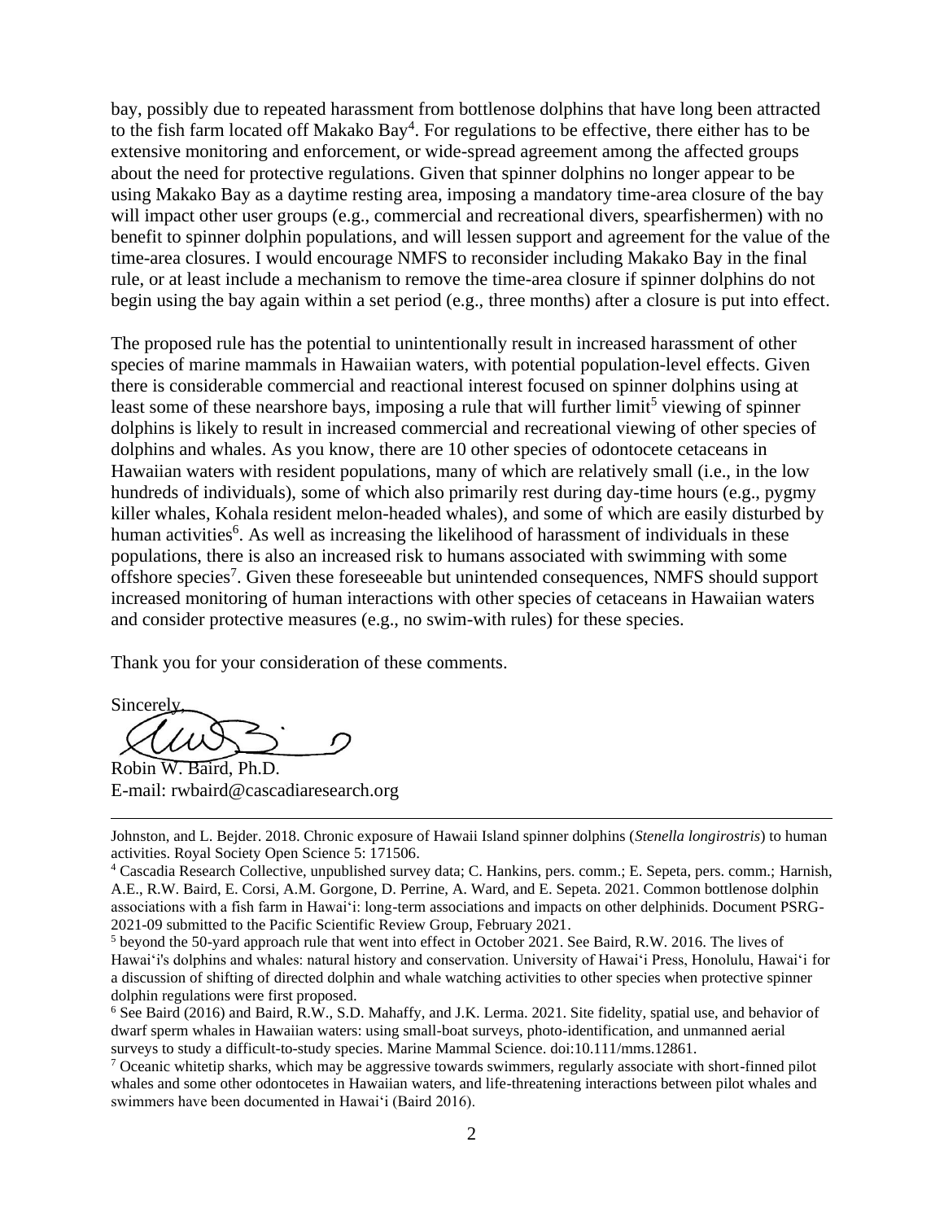bay, possibly due to repeated harassment from bottlenose dolphins that have long been attracted to the fish farm located off Makako Bay[4]. For regulations to be effective, there either has to be extensive monitoring and enforcement, or wide-spread agreement among the affected groups about the need for protective regulations. Given that spinner dolphins no longer appear to be using Makako Bay as a daytime resting area, imposing a mandatory time-area closure of the bay will impact other user groups (e.g., commercial and recreational divers, spearfishermen) with no benefit to spinner dolphin populations, and will lessen support and agreement for the value of the time-area closures. I would encourage NMFS to reconsider including Makako Bay in the final rule, or at least include a mechanism to remove the time-area closure if spinner dolphins do not begin using the bay again within a set period (e.g., three months) after a closure is put into effect.

The proposed rule has the potential to unintentionally result in increased harassment of other species of marine mammals in Hawaiian waters, with potential population-level effects. Given there is considerable commercial and reactional interest focused on spinner dolphins using at least some of these nearshore bays, imposing a rule that will further limit[5] viewing of spinner dolphins is likely to result in increased commercial and recreational viewing of other species of dolphins and whales. As you know, there are 10 other species of odontocete cetaceans in Hawaiian waters with resident populations, many of which are relatively small (i.e., in the low hundreds of individuals), some of which also primarily rest during day-time hours (e.g., pygmy killer whales, Kohala resident melon-headed whales), and some of which are easily disturbed by human activities[6]. As well as increasing the likelihood of harassment of individuals in these populations, there is also an increased risk to humans associated with swimming with some offshore species[7]. Given these foreseeable but unintended consequences, NMFS should support increased monitoring of human interactions with other species of cetaceans in Hawaiian waters and consider protective measures (e.g., no swim-with rules) for these species.

Thank you for your consideration of these comments.

Sincerely,

Robin W. Baird, Ph.D.
E-mail: rwbaird@cascadiaresearch.org

---

Johnston, and L. Bejder. 2018. Chronic exposure of Hawaii Island spinner dolphins (*Stenella longirostris*) to human activities. Royal Society Open Science 5: 171506.

[4] Cascadia Research Collective, unpublished survey data; C. Hankins, pers. comm.; E. Sepeta, pers. comm.; Harnish, A.E., R.W. Baird, E. Corsi, A.M. Gorgone, D. Perrine, A. Ward, and E. Sepeta. 2021. Common bottlenose dolphin associations with a fish farm in Hawai'i: long-term associations and impacts on other delphinids. Document PSRG-2021-09 submitted to the Pacific Scientific Review Group, February 2021.

[5] beyond the 50-yard approach rule that went into effect in October 2021. See Baird, R.W. 2016. The lives of Hawai'i's dolphins and whales: natural history and conservation. University of Hawai'i Press, Honolulu, Hawai'i for a discussion of shifting of directed dolphin and whale watching activities to other species when protective spinner dolphin regulations were first proposed.

[6] See Baird (2016) and Baird, R.W., S.D. Mahaffy, and J.K. Lerma. 2021. Site fidelity, spatial use, and behavior of dwarf sperm whales in Hawaiian waters: using small-boat surveys, photo-identification, and unmanned aerial surveys to study a difficult-to-study species. Marine Mammal Science. doi:10.111/mms.12861.

[7] Oceanic whitetip sharks, which may be aggressive towards swimmers, regularly associate with short-finned pilot whales and some other odontocetes in Hawaiian waters, and life-threatening interactions between pilot whales and swimmers have been documented in Hawai'i (Baird 2016).